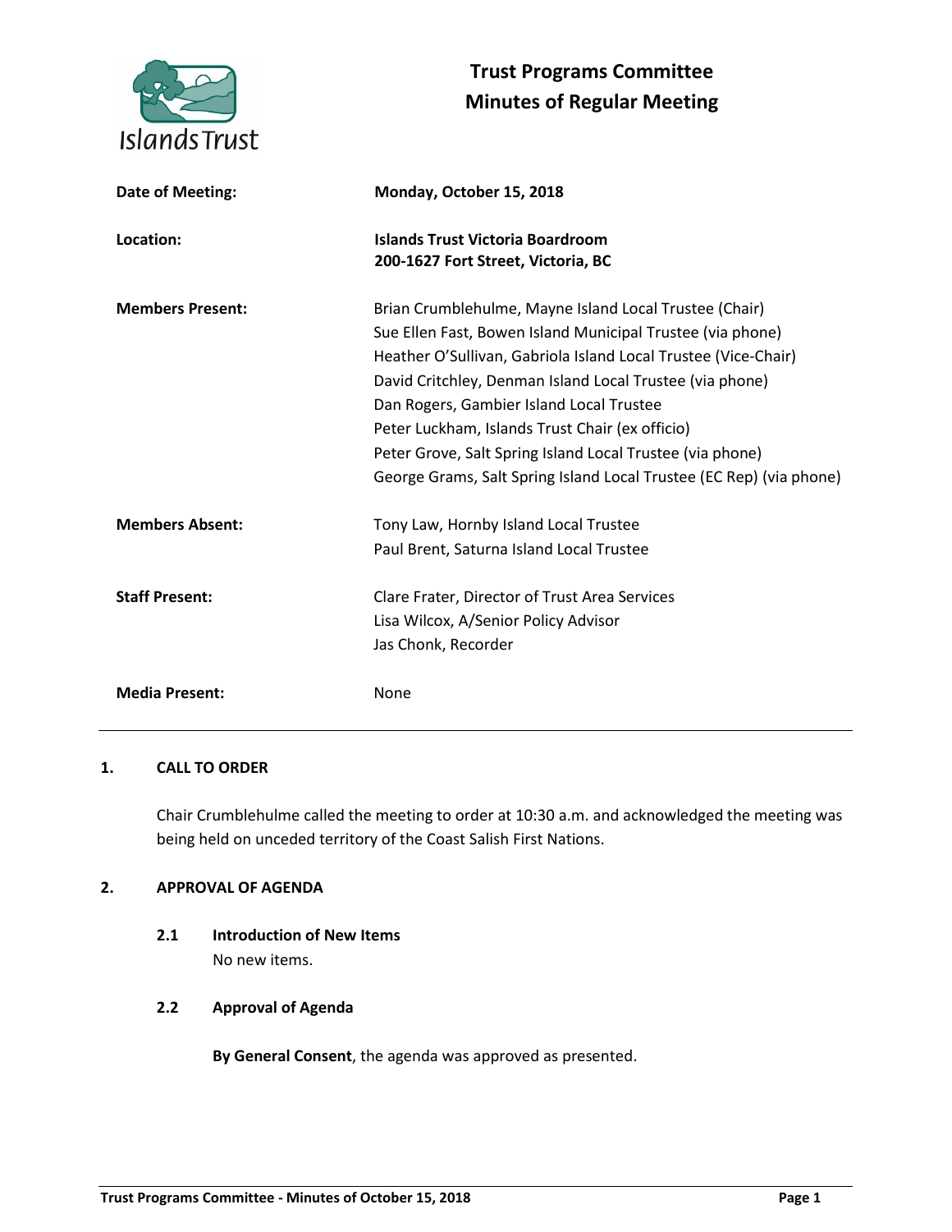# Trust Programs Committee
# Minutes of Regular Meeting

| | |
|---|---|
| **Date of Meeting:** | **Monday, October 15, 2018** |
| **Location:** | **Islands Trust Victoria Boardroom**<br>**200-1627 Fort Street, Victoria, BC** |
| **Members Present:** | Brian Crumblehulme, Mayne Island Local Trustee (Chair)<br>Sue Ellen Fast, Bowen Island Municipal Trustee (via phone)<br>Heather O'Sullivan, Gabriola Island Local Trustee (Vice-Chair)<br>David Critchley, Denman Island Local Trustee (via phone)<br>Dan Rogers, Gambier Island Local Trustee<br>Peter Luckham, Islands Trust Chair (ex officio)<br>Peter Grove, Salt Spring Island Local Trustee (via phone)<br>George Grams, Salt Spring Island Local Trustee (EC Rep) (via phone) |
| **Members Absent:** | Tony Law, Hornby Island Local Trustee<br>Paul Brent, Saturna Island Local Trustee |
| **Staff Present:** | Clare Frater, Director of Trust Area Services<br>Lisa Wilcox, A/Senior Policy Advisor<br>Jas Chonk, Recorder |
| **Media Present:** | None |

---

## 1. CALL TO ORDER

Chair Crumblehulme called the meeting to order at 10:30 a.m. and acknowledged the meeting was being held on unceded territory of the Coast Salish First Nations.

## 2. APPROVAL OF AGENDA

### 2.1 Introduction of New Items

No new items.

### 2.2 Approval of Agenda

**By General Consent**, the agenda was approved as presented.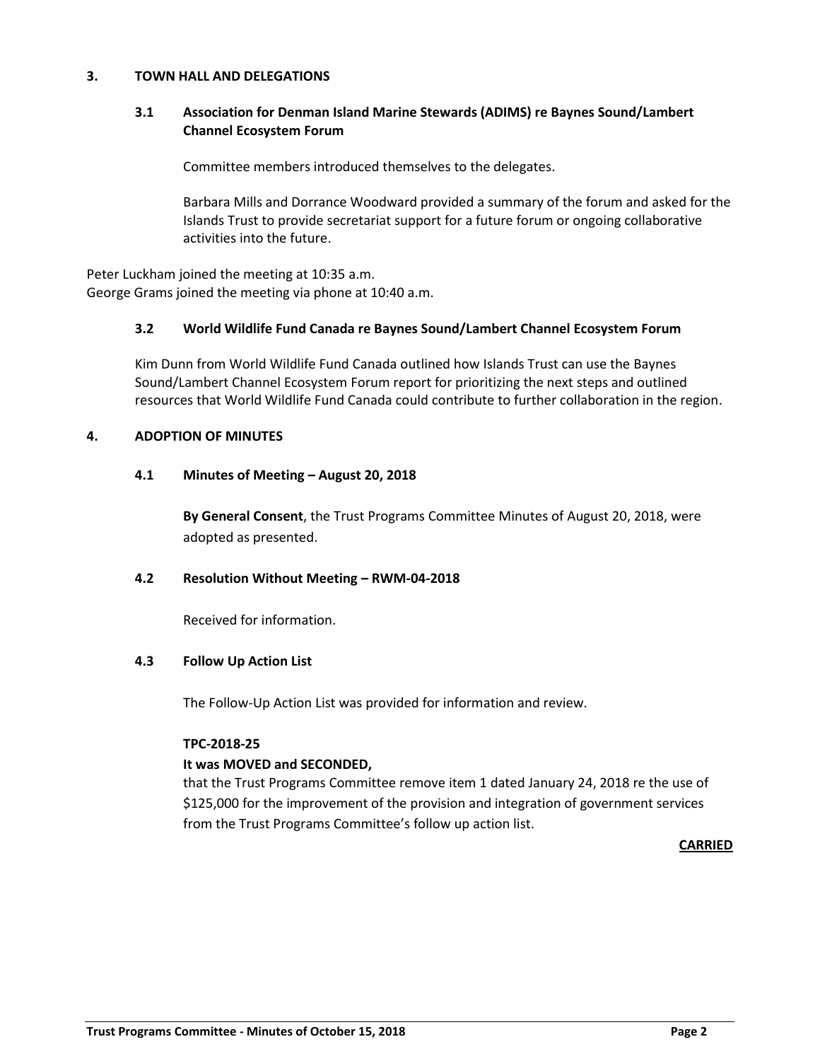## 3. TOWN HALL AND DELEGATIONS

### 3.1 Association for Denman Island Marine Stewards (ADIMS) re Baynes Sound/Lambert Channel Ecosystem Forum

Committee members introduced themselves to the delegates.

Barbara Mills and Dorrance Woodward provided a summary of the forum and asked for the Islands Trust to provide secretariat support for a future forum or ongoing collaborative activities into the future.

Peter Luckham joined the meeting at 10:35 a.m.
George Grams joined the meeting via phone at 10:40 a.m.

### 3.2 World Wildlife Fund Canada re Baynes Sound/Lambert Channel Ecosystem Forum

Kim Dunn from World Wildlife Fund Canada outlined how Islands Trust can use the Baynes Sound/Lambert Channel Ecosystem Forum report for prioritizing the next steps and outlined resources that World Wildlife Fund Canada could contribute to further collaboration in the region.

## 4. ADOPTION OF MINUTES

### 4.1 Minutes of Meeting – August 20, 2018

**By General Consent**, the Trust Programs Committee Minutes of August 20, 2018, were adopted as presented.

### 4.2 Resolution Without Meeting – RWM-04-2018

Received for information.

### 4.3 Follow Up Action List

The Follow-Up Action List was provided for information and review.

**TPC-2018-25**

**It was MOVED and SECONDED,**

that the Trust Programs Committee remove item 1 dated January 24, 2018 re the use of $125,000 for the improvement of the provision and integration of government services from the Trust Programs Committee's follow up action list.

**CARRIED**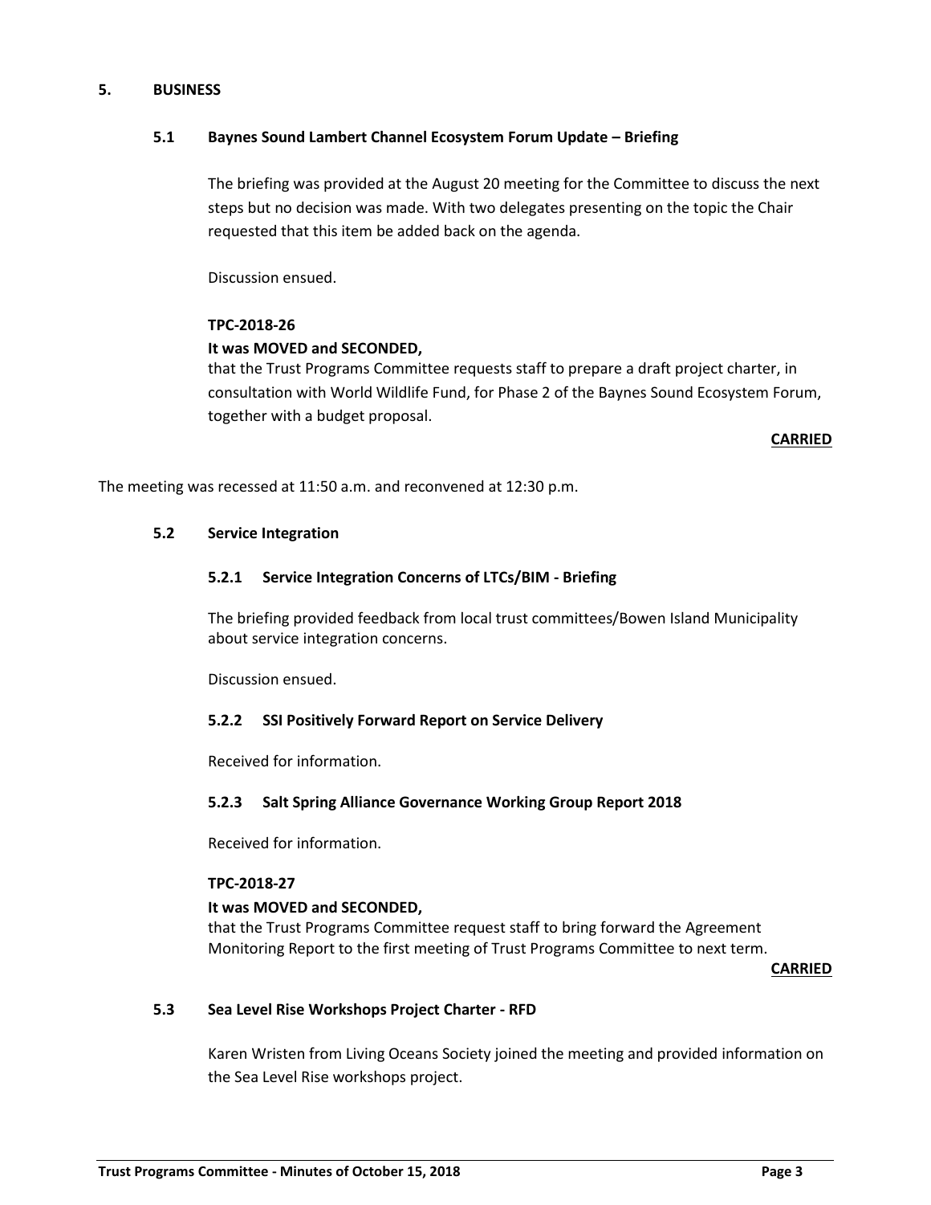## 5. BUSINESS

### 5.1 Baynes Sound Lambert Channel Ecosystem Forum Update – Briefing

The briefing was provided at the August 20 meeting for the Committee to discuss the next steps but no decision was made. With two delegates presenting on the topic the Chair requested that this item be added back on the agenda.

Discussion ensued.

**TPC-2018-26**

**It was MOVED and SECONDED,**

that the Trust Programs Committee requests staff to prepare a draft project charter, in consultation with World Wildlife Fund, for Phase 2 of the Baynes Sound Ecosystem Forum, together with a budget proposal.

**CARRIED**

The meeting was recessed at 11:50 a.m. and reconvened at 12:30 p.m.

### 5.2 Service Integration

#### 5.2.1 Service Integration Concerns of LTCs/BIM - Briefing

The briefing provided feedback from local trust committees/Bowen Island Municipality about service integration concerns.

Discussion ensued.

#### 5.2.2 SSI Positively Forward Report on Service Delivery

Received for information.

#### 5.2.3 Salt Spring Alliance Governance Working Group Report 2018

Received for information.

**TPC-2018-27**

**It was MOVED and SECONDED,**

that the Trust Programs Committee request staff to bring forward the Agreement Monitoring Report to the first meeting of Trust Programs Committee to next term.

**CARRIED**

### 5.3 Sea Level Rise Workshops Project Charter - RFD

Karen Wristen from Living Oceans Society joined the meeting and provided information on the Sea Level Rise workshops project.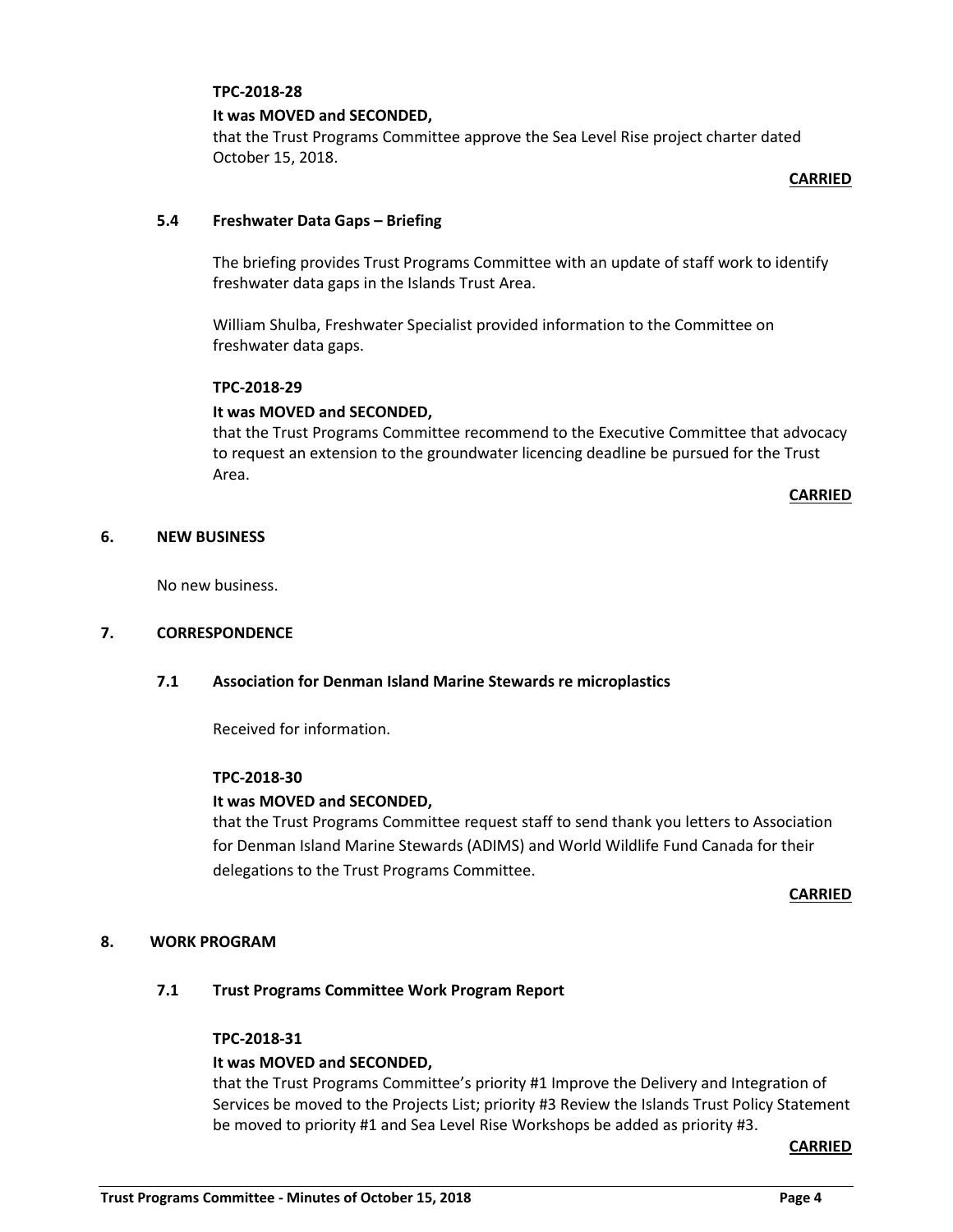**TPC-2018-28**

**It was MOVED and SECONDED,**

that the Trust Programs Committee approve the Sea Level Rise project charter dated October 15, 2018.

**CARRIED**

### 5.4 Freshwater Data Gaps – Briefing

The briefing provides Trust Programs Committee with an update of staff work to identify freshwater data gaps in the Islands Trust Area.

William Shulba, Freshwater Specialist provided information to the Committee on freshwater data gaps.

**TPC-2018-29**

**It was MOVED and SECONDED,**

that the Trust Programs Committee recommend to the Executive Committee that advocacy to request an extension to the groundwater licencing deadline be pursued for the Trust Area.

**CARRIED**

## 6. NEW BUSINESS

No new business.

## 7. CORRESPONDENCE

### 7.1 Association for Denman Island Marine Stewards re microplastics

Received for information.

**TPC-2018-30**

**It was MOVED and SECONDED,**

that the Trust Programs Committee request staff to send thank you letters to Association for Denman Island Marine Stewards (ADIMS) and World Wildlife Fund Canada for their delegations to the Trust Programs Committee.

**CARRIED**

## 8. WORK PROGRAM

### 7.1 Trust Programs Committee Work Program Report

**TPC-2018-31**

**It was MOVED and SECONDED,**

that the Trust Programs Committee's priority #1 Improve the Delivery and Integration of Services be moved to the Projects List; priority #3 Review the Islands Trust Policy Statement be moved to priority #1 and Sea Level Rise Workshops be added as priority #3.

**CARRIED**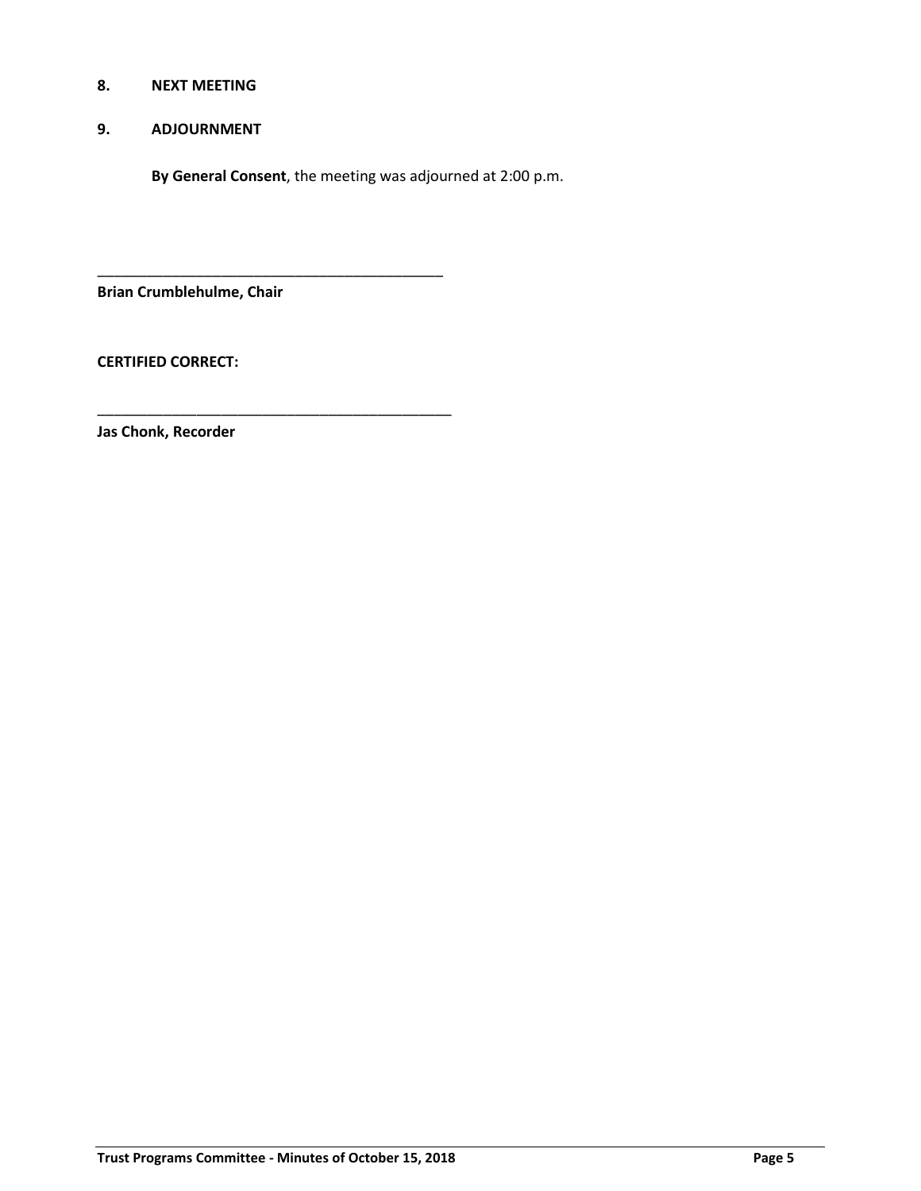## 8. NEXT MEETING

## 9. ADJOURNMENT

**By General Consent**, the meeting was adjourned at 2:00 p.m.

\_\_\_\_\_\_\_\_\_\_\_\_\_\_\_\_\_\_\_\_\_\_\_\_\_\_\_\_\_\_\_\_\_\_\_\_\_\_\_\_\_\_\_\_

**Brian Crumblehulme, Chair**

**CERTIFIED CORRECT:**

\_\_\_\_\_\_\_\_\_\_\_\_\_\_\_\_\_\_\_\_\_\_\_\_\_\_\_\_\_\_\_\_\_\_\_\_\_\_\_\_\_\_\_\_

**Jas Chonk, Recorder**